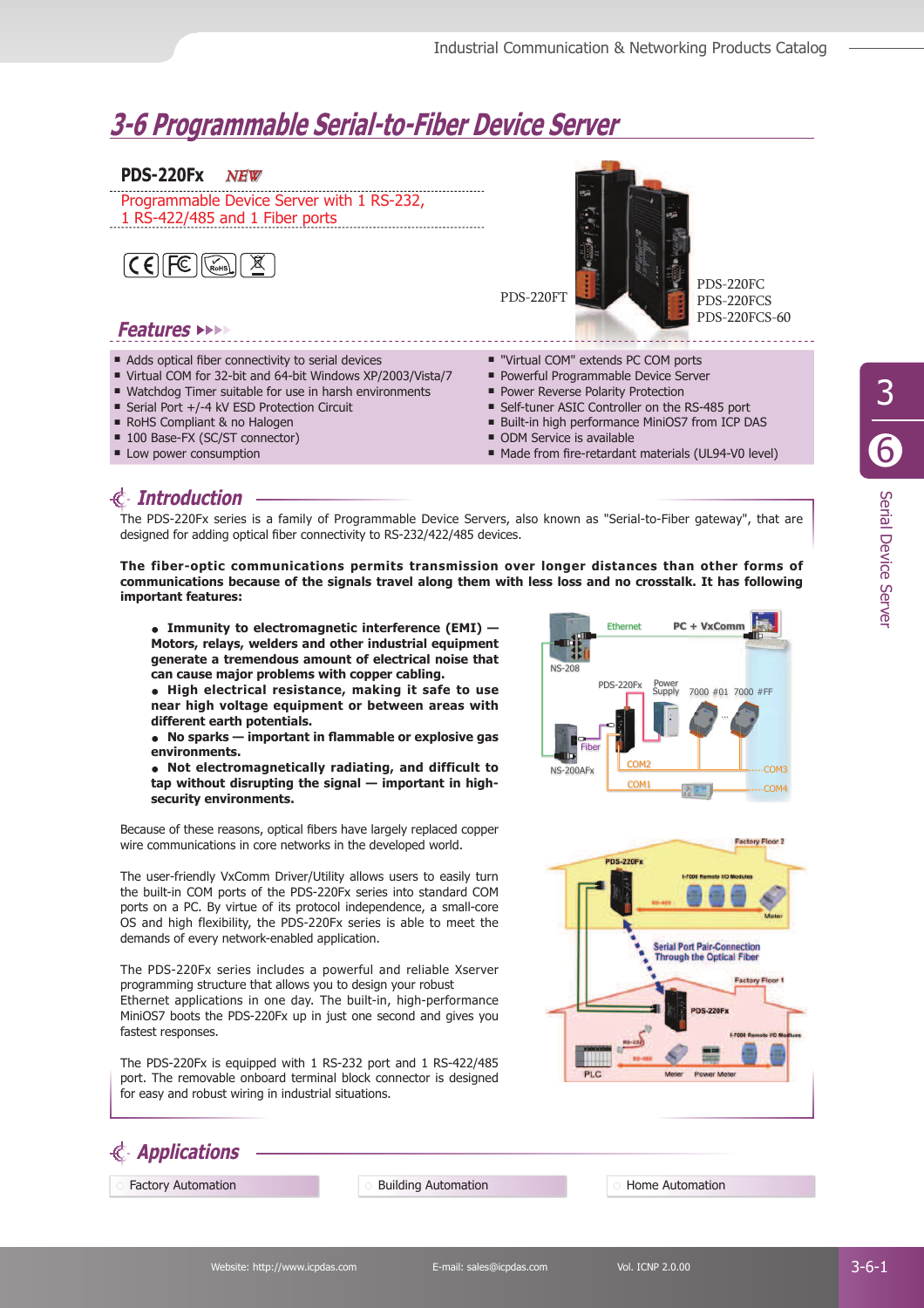# 3-6 Programmable Serial-to-Fiber Device Server

## PDS-220Fx *NEW*

Programmable Device Server with 1 RS-232, 1 RS-422/485 and 1 Fiber ports

PDS-220FT

PDS-220FC
PDS-220FCS
PDS-220FCS-60

## Features

- Adds optical fiber connectivity to serial devices
- Virtual COM for 32-bit and 64-bit Windows XP/2003/Vista/7
- Watchdog Timer suitable for use in harsh environments
- Serial Port +/-4 kV ESD Protection Circuit
- RoHS Compliant & no Halogen
- 100 Base-FX (SC/ST connector)
- Low power consumption
- "Virtual COM" extends PC COM ports
- Powerful Programmable Device Server
- Power Reverse Polarity Protection
- Self-tuner ASIC Controller on the RS-485 port
- Built-in high performance MiniOS7 from ICP DAS
- ODM Service is available
- Made from fire-retardant materials (UL94-V0 level)

## Introduction

The PDS-220Fx series is a family of Programmable Device Servers, also known as "Serial-to-Fiber gateway", that are designed for adding optical fiber connectivity to RS-232/422/485 devices.

**The fiber-optic communications permits transmission over longer distances than other forms of communications because of the signals travel along them with less loss and no crosstalk. It has following important features:**

- **Immunity to electromagnetic interference (EMI) — Motors, relays, welders and other industrial equipment generate a tremendous amount of electrical noise that can cause major problems with copper cabling.**
- **High electrical resistance, making it safe to use near high voltage equipment or between areas with different earth potentials.**
- **No sparks — important in flammable or explosive gas environments.**
- **Not electromagnetically radiating, and difficult to tap without disrupting the signal — important in high-security environments.**

Because of these reasons, optical fibers have largely replaced copper wire communications in core networks in the developed world.

The user-friendly VxComm Driver/Utility allows users to easily turn the built-in COM ports of the PDS-220Fx series into standard COM ports on a PC. By virtue of its protocol independence, a small-core OS and high flexibility, the PDS-220Fx series is able to meet the demands of every network-enabled application.

The PDS-220Fx series includes a powerful and reliable Xserver programming structure that allows you to design your robust Ethernet applications in one day. The built-in, high-performance MiniOS7 boots the PDS-220Fx up in just one second and gives you fastest responses.

The PDS-220Fx is equipped with 1 RS-232 port and 1 RS-422/485 port. The removable onboard terminal block connector is designed for easy and robust wiring in industrial situations.

## Applications

- Factory Automation
- Building Automation
- Home Automation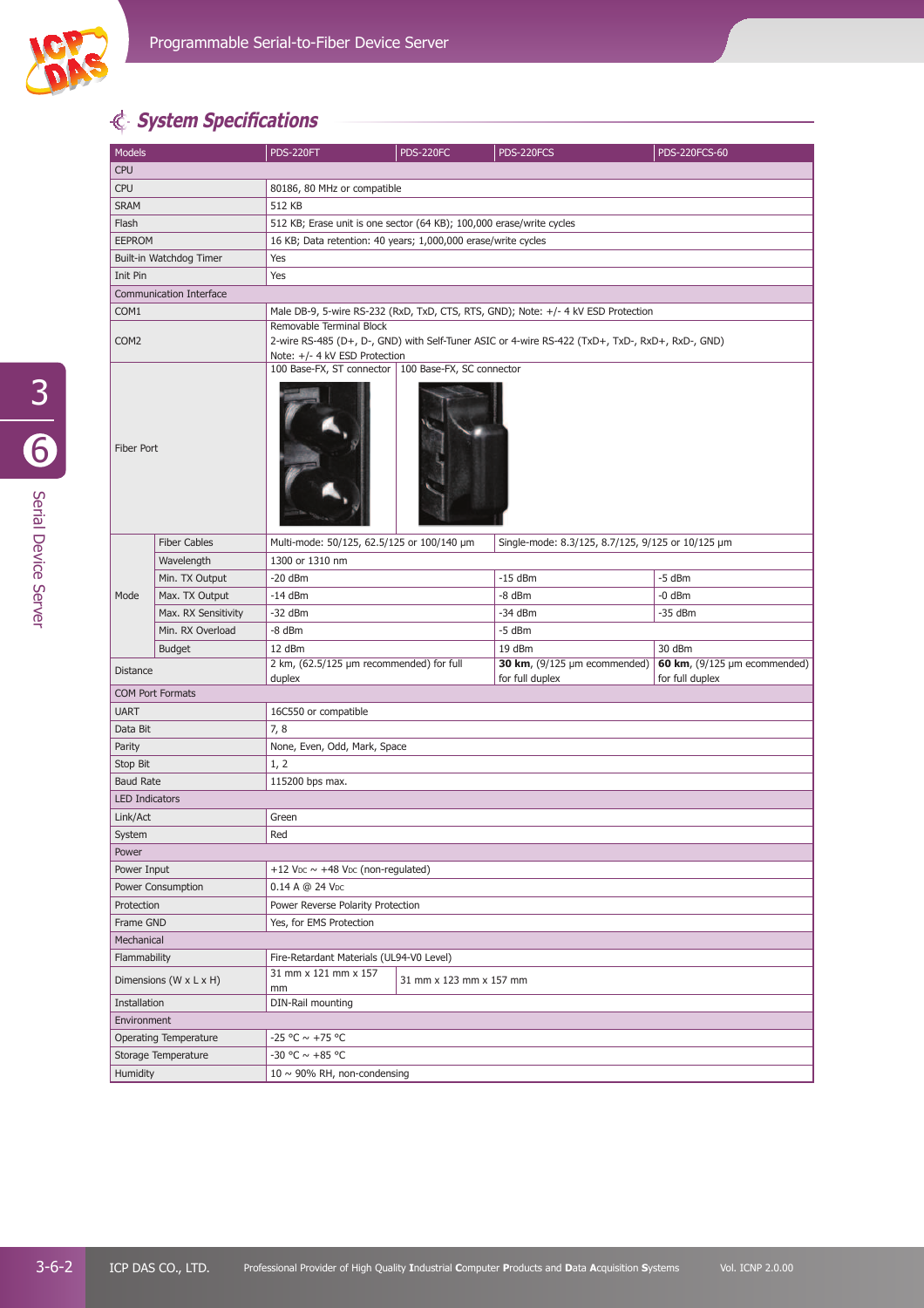## System Specifications

| Models | | PDS-220FT | PDS-220FC | PDS-220FCS | PDS-220FCS-60 |
|---|---|---|---|---|---|
| **CPU** | | | | | |
| CPU | | 80186, 80 MHz or compatible | | | |
| SRAM | | 512 KB | | | |
| Flash | | 512 KB; Erase unit is one sector (64 KB); 100,000 erase/write cycles | | | |
| EEPROM | | 16 KB; Data retention: 40 years; 1,000,000 erase/write cycles | | | |
| Built-in Watchdog Timer | | Yes | | | |
| Init Pin | | Yes | | | |
| **Communication Interface** | | | | | |
| COM1 | | Male DB-9, 5-wire RS-232 (RxD, TxD, CTS, RTS, GND); Note: +/- 4 kV ESD Protection | | | |
| COM2 | | Removable Terminal Block<br>2-wire RS-485 (D+, D-, GND) with Self-Tuner ASIC or 4-wire RS-422 (TxD+, TxD-, RxD+, RxD-, GND)<br>Note: +/- 4 kV ESD Protection | | | |
| Fiber Port | | 100 Base-FX, ST connector | 100 Base-FX, SC connector | | |
| Mode | Fiber Cables | Multi-mode: 50/125, 62.5/125 or 100/140 µm | | Single-mode: 8.3/125, 8.7/125, 9/125 or 10/125 µm | |
| | Wavelength | 1300 or 1310 nm | | | |
| | Min. TX Output | -20 dBm | | -15 dBm | -5 dBm |
| | Max. TX Output | -14 dBm | | -8 dBm | -0 dBm |
| | Max. RX Sensitivity | -32 dBm | | -34 dBm | -35 dBm |
| | Min. RX Overload | -8 dBm | | -5 dBm | |
| | Budget | 12 dBm | | 19 dBm | 30 dBm |
| Distance | | 2 km, (62.5/125 µm recommended) for full duplex | | **30 km**, (9/125 µm ecommended) for full duplex | **60 km**, (9/125 µm ecommended) for full duplex |
| **COM Port Formats** | | | | | |
| UART | | 16C550 or compatible | | | |
| Data Bit | | 7, 8 | | | |
| Parity | | None, Even, Odd, Mark, Space | | | |
| Stop Bit | | 1, 2 | | | |
| Baud Rate | | 115200 bps max. | | | |
| **LED Indicators** | | | | | |
| Link/Act | | Green | | | |
| System | | Red | | | |
| **Power** | | | | | |
| Power Input | | +12 VDC ~ +48 VDC (non-regulated) | | | |
| Power Consumption | | 0.14 A @ 24 VDC | | | |
| Protection | | Power Reverse Polarity Protection | | | |
| Frame GND | | Yes, for EMS Protection | | | |
| **Mechanical** | | | | | |
| Flammability | | Fire-Retardant Materials (UL94-V0 Level) | | | |
| Dimensions (W x L x H) | | 31 mm x 121 mm x 157 mm | 31 mm x 123 mm x 157 mm | | |
| Installation | | DIN-Rail mounting | | | |
| **Environment** | | | | | |
| Operating Temperature | | -25 °C ~ +75 °C | | | |
| Storage Temperature | | -30 °C ~ +85 °C | | | |
| Humidity | | 10 ~ 90% RH, non-condensing | | | |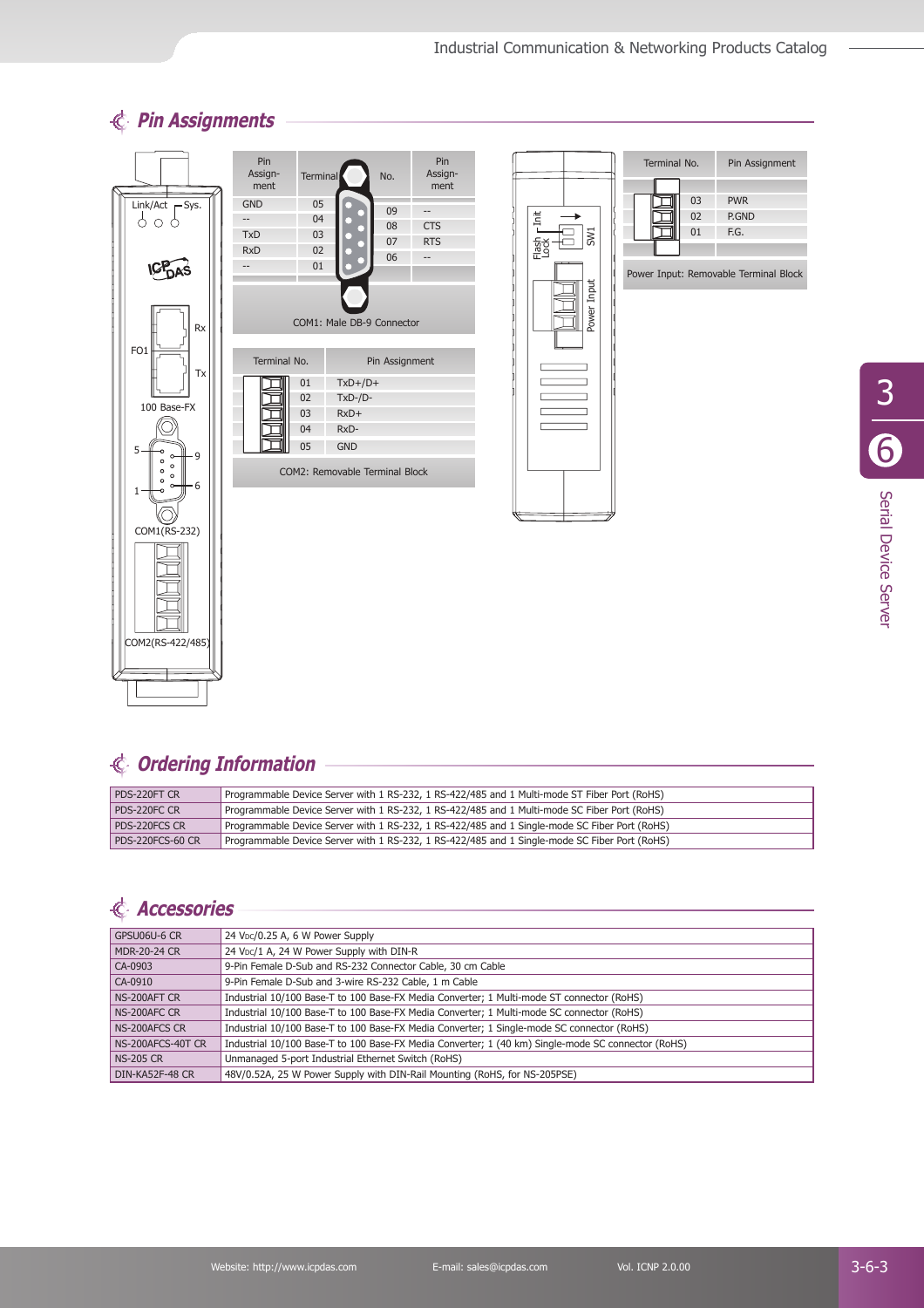## Pin Assignments

Link/Act Sys.

ICP DAS

FO1 Rx Tx

100 Base-FX

5 9 1 6

COM1(RS-232)

COM2(RS-422/485)

| Pin Assign-ment | Terminal No. | | Pin Assign-ment |
|---|---|---|---|
| GND | 05 | 09 | -- |
| -- | 04 | 08 | CTS |
| TxD | 03 | 07 | RTS |
| RxD | 02 | 06 | -- |
| -- | 01 | | |

COM1: Male DB-9 Connector

| Terminal No. | Pin Assignment |
|---|---|
| 01 | TxD+/D+ |
| 02 | TxD-/D- |
| 03 | RxD+ |
| 04 | RxD- |
| 05 | GND |

COM2: Removable Terminal Block

Init Flash Lock SW1 Power Input

| Terminal No. | Pin Assignment |
|---|---|
| 03 | PWR |
| 02 | P.GND |
| 01 | F.G. |

Power Input: Removable Terminal Block

## Ordering Information

| | |
|---|---|
| PDS-220FT CR | Programmable Device Server with 1 RS-232, 1 RS-422/485 and 1 Multi-mode ST Fiber Port (RoHS) |
| PDS-220FC CR | Programmable Device Server with 1 RS-232, 1 RS-422/485 and 1 Multi-mode SC Fiber Port (RoHS) |
| PDS-220FCS CR | Programmable Device Server with 1 RS-232, 1 RS-422/485 and 1 Single-mode SC Fiber Port (RoHS) |
| PDS-220FCS-60 CR | Programmable Device Server with 1 RS-232, 1 RS-422/485 and 1 Single-mode SC Fiber Port (RoHS) |

## Accessories

| | |
|---|---|
| GPSU06U-6 CR | 24 VDC/0.25 A, 6 W Power Supply |
| MDR-20-24 CR | 24 VDC/1 A, 24 W Power Supply with DIN-R |
| CA-0903 | 9-Pin Female D-Sub and RS-232 Connector Cable, 30 cm Cable |
| CA-0910 | 9-Pin Female D-Sub and 3-wire RS-232 Cable, 1 m Cable |
| NS-200AFT CR | Industrial 10/100 Base-T to 100 Base-FX Media Converter; 1 Multi-mode ST connector (RoHS) |
| NS-200AFC CR | Industrial 10/100 Base-T to 100 Base-FX Media Converter; 1 Multi-mode SC connector (RoHS) |
| NS-200AFCS CR | Industrial 10/100 Base-T to 100 Base-FX Media Converter; 1 Single-mode SC connector (RoHS) |
| NS-200AFCS-40T CR | Industrial 10/100 Base-T to 100 Base-FX Media Converter; 1 (40 km) Single-mode SC connector (RoHS) |
| NS-205 CR | Unmanaged 5-port Industrial Ethernet Switch (RoHS) |
| DIN-KA52F-48 CR | 48V/0.52A, 25 W Power Supply with DIN-Rail Mounting (RoHS, for NS-205PSE) |